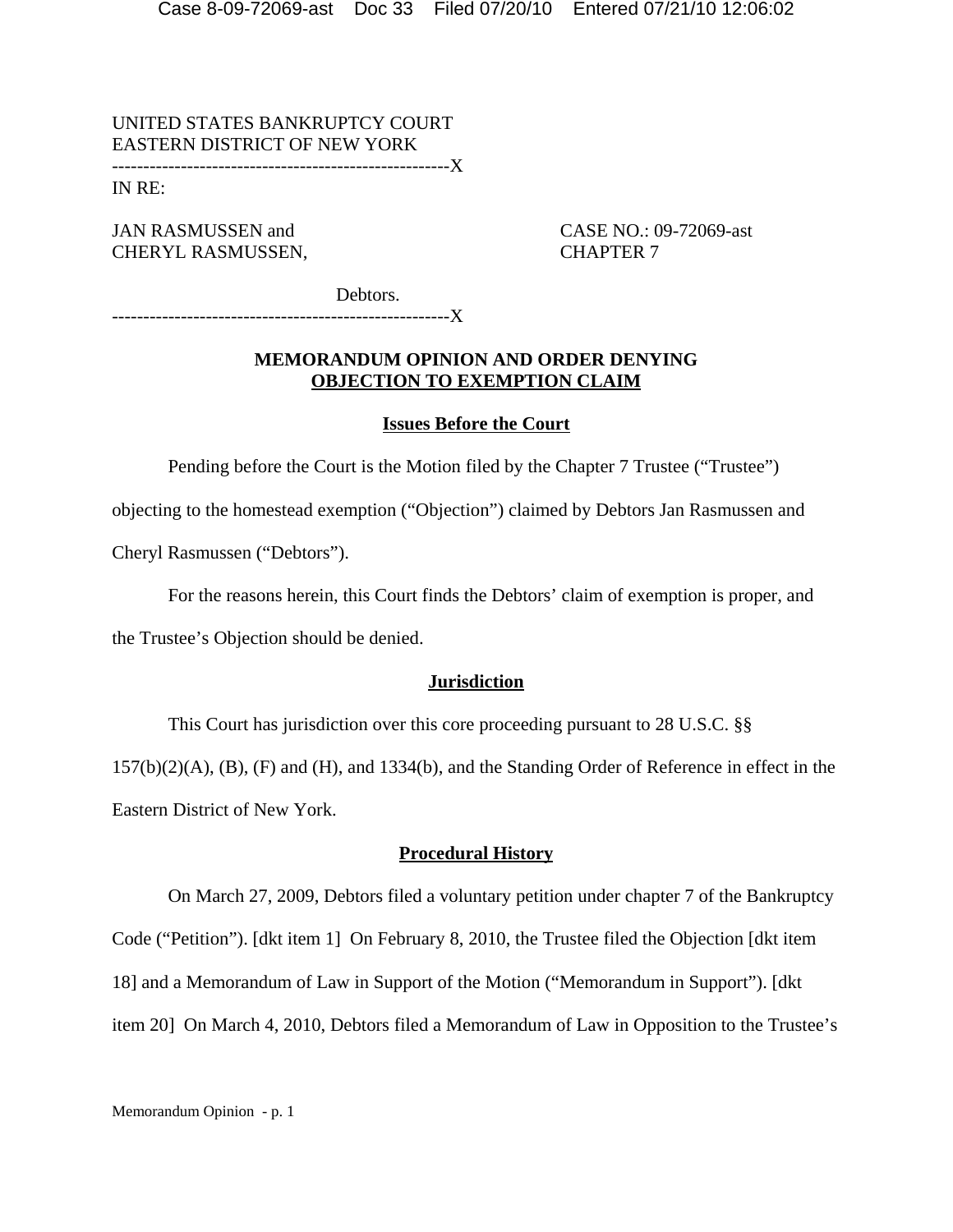UNITED STATES BANKRUPTCY COURT
EASTERN DISTRICT OF NEW YORK
-----------------------------------------------------X
IN RE:

JAN RASMUSSEN and CHERYL RASMUSSEN,

Debtors.

CASE NO.: 09-72069-ast
CHAPTER 7

-----------------------------------------------------X

## MEMORANDUM OPINION AND ORDER DENYING OBJECTION TO EXEMPTION CLAIM

### Issues Before the Court

Pending before the Court is the Motion filed by the Chapter 7 Trustee ("Trustee") objecting to the homestead exemption ("Objection") claimed by Debtors Jan Rasmussen and Cheryl Rasmussen ("Debtors").

For the reasons herein, this Court finds the Debtors' claim of exemption is proper, and the Trustee's Objection should be denied.

### Jurisdiction

This Court has jurisdiction over this core proceeding pursuant to 28 U.S.C. §§ 157(b)(2)(A), (B), (F) and (H), and 1334(b), and the Standing Order of Reference in effect in the Eastern District of New York.

### Procedural History

On March 27, 2009, Debtors filed a voluntary petition under chapter 7 of the Bankruptcy Code ("Petition"). [dkt item 1] On February 8, 2010, the Trustee filed the Objection [dkt item 18] and a Memorandum of Law in Support of the Motion ("Memorandum in Support"). [dkt item 20] On March 4, 2010, Debtors filed a Memorandum of Law in Opposition to the Trustee's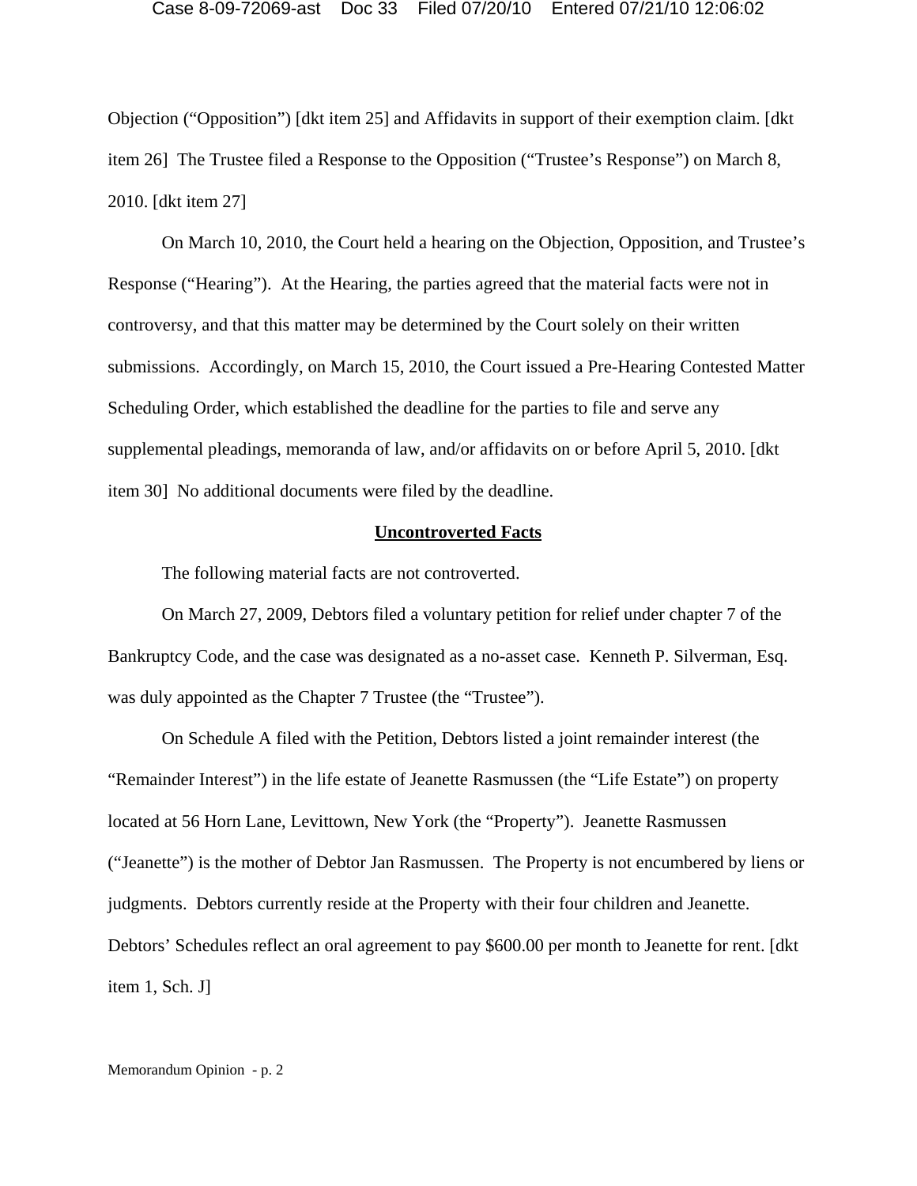Objection ("Opposition") [dkt item 25] and Affidavits in support of their exemption claim. [dkt item 26] The Trustee filed a Response to the Opposition ("Trustee's Response") on March 8, 2010. [dkt item 27]

On March 10, 2010, the Court held a hearing on the Objection, Opposition, and Trustee's Response ("Hearing"). At the Hearing, the parties agreed that the material facts were not in controversy, and that this matter may be determined by the Court solely on their written submissions. Accordingly, on March 15, 2010, the Court issued a Pre-Hearing Contested Matter Scheduling Order, which established the deadline for the parties to file and serve any supplemental pleadings, memoranda of law, and/or affidavits on or before April 5, 2010. [dkt item 30] No additional documents were filed by the deadline.

## Uncontroverted Facts

The following material facts are not controverted.

On March 27, 2009, Debtors filed a voluntary petition for relief under chapter 7 of the Bankruptcy Code, and the case was designated as a no-asset case. Kenneth P. Silverman, Esq. was duly appointed as the Chapter 7 Trustee (the "Trustee").

On Schedule A filed with the Petition, Debtors listed a joint remainder interest (the "Remainder Interest") in the life estate of Jeanette Rasmussen (the "Life Estate") on property located at 56 Horn Lane, Levittown, New York (the "Property"). Jeanette Rasmussen ("Jeanette") is the mother of Debtor Jan Rasmussen. The Property is not encumbered by liens or judgments. Debtors currently reside at the Property with their four children and Jeanette. Debtors' Schedules reflect an oral agreement to pay $600.00 per month to Jeanette for rent. [dkt item 1, Sch. J]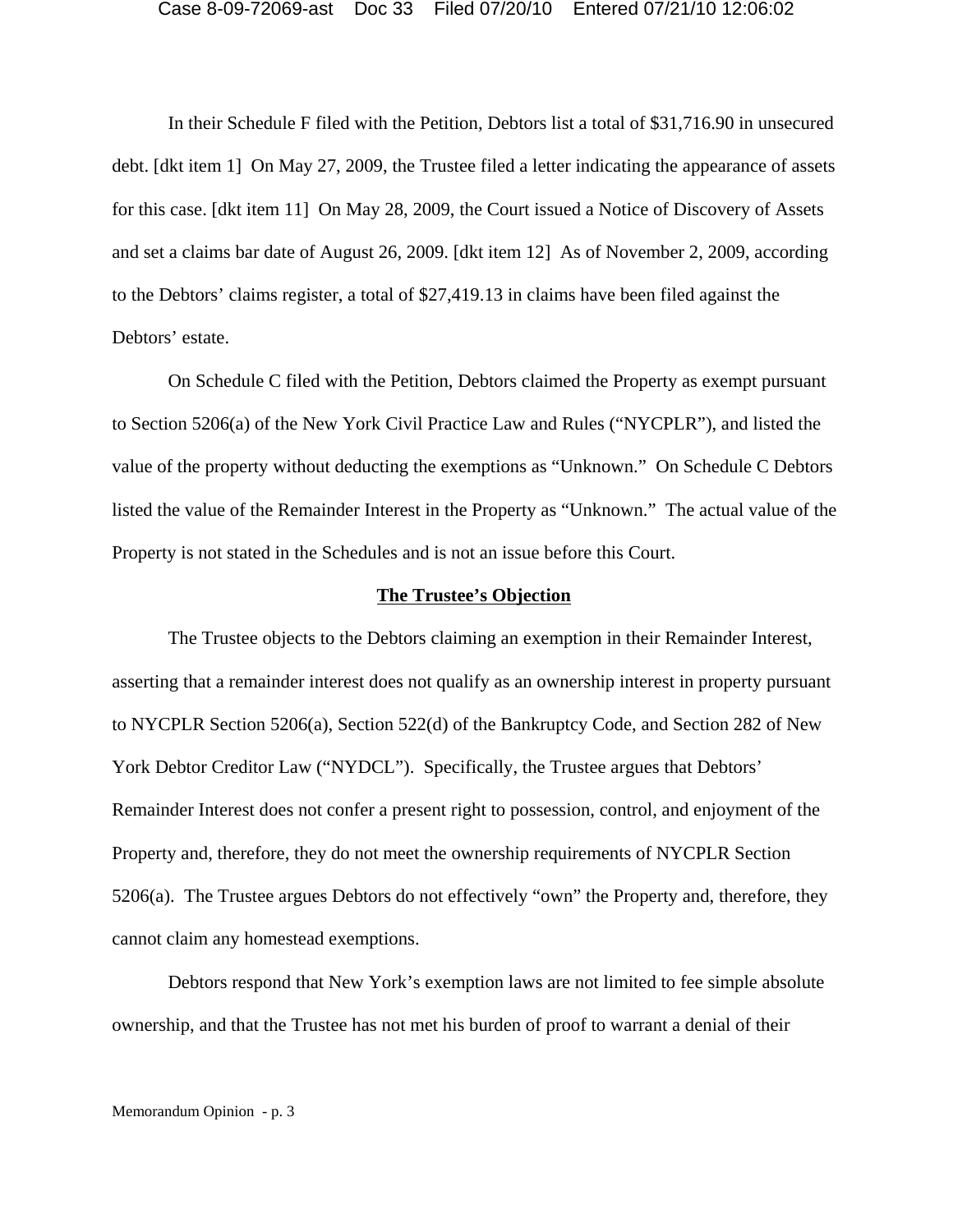In their Schedule F filed with the Petition, Debtors list a total of $31,716.90 in unsecured debt. [dkt item 1] On May 27, 2009, the Trustee filed a letter indicating the appearance of assets for this case. [dkt item 11] On May 28, 2009, the Court issued a Notice of Discovery of Assets and set a claims bar date of August 26, 2009. [dkt item 12] As of November 2, 2009, according to the Debtors' claims register, a total of $27,419.13 in claims have been filed against the Debtors' estate.

On Schedule C filed with the Petition, Debtors claimed the Property as exempt pursuant to Section 5206(a) of the New York Civil Practice Law and Rules ("NYCPLR"), and listed the value of the property without deducting the exemptions as "Unknown." On Schedule C Debtors listed the value of the Remainder Interest in the Property as "Unknown." The actual value of the Property is not stated in the Schedules and is not an issue before this Court.

**The Trustee's Objection**

The Trustee objects to the Debtors claiming an exemption in their Remainder Interest, asserting that a remainder interest does not qualify as an ownership interest in property pursuant to NYCPLR Section 5206(a), Section 522(d) of the Bankruptcy Code, and Section 282 of New York Debtor Creditor Law ("NYDCL"). Specifically, the Trustee argues that Debtors' Remainder Interest does not confer a present right to possession, control, and enjoyment of the Property and, therefore, they do not meet the ownership requirements of NYCPLR Section 5206(a). The Trustee argues Debtors do not effectively "own" the Property and, therefore, they cannot claim any homestead exemptions.

Debtors respond that New York's exemption laws are not limited to fee simple absolute ownership, and that the Trustee has not met his burden of proof to warrant a denial of their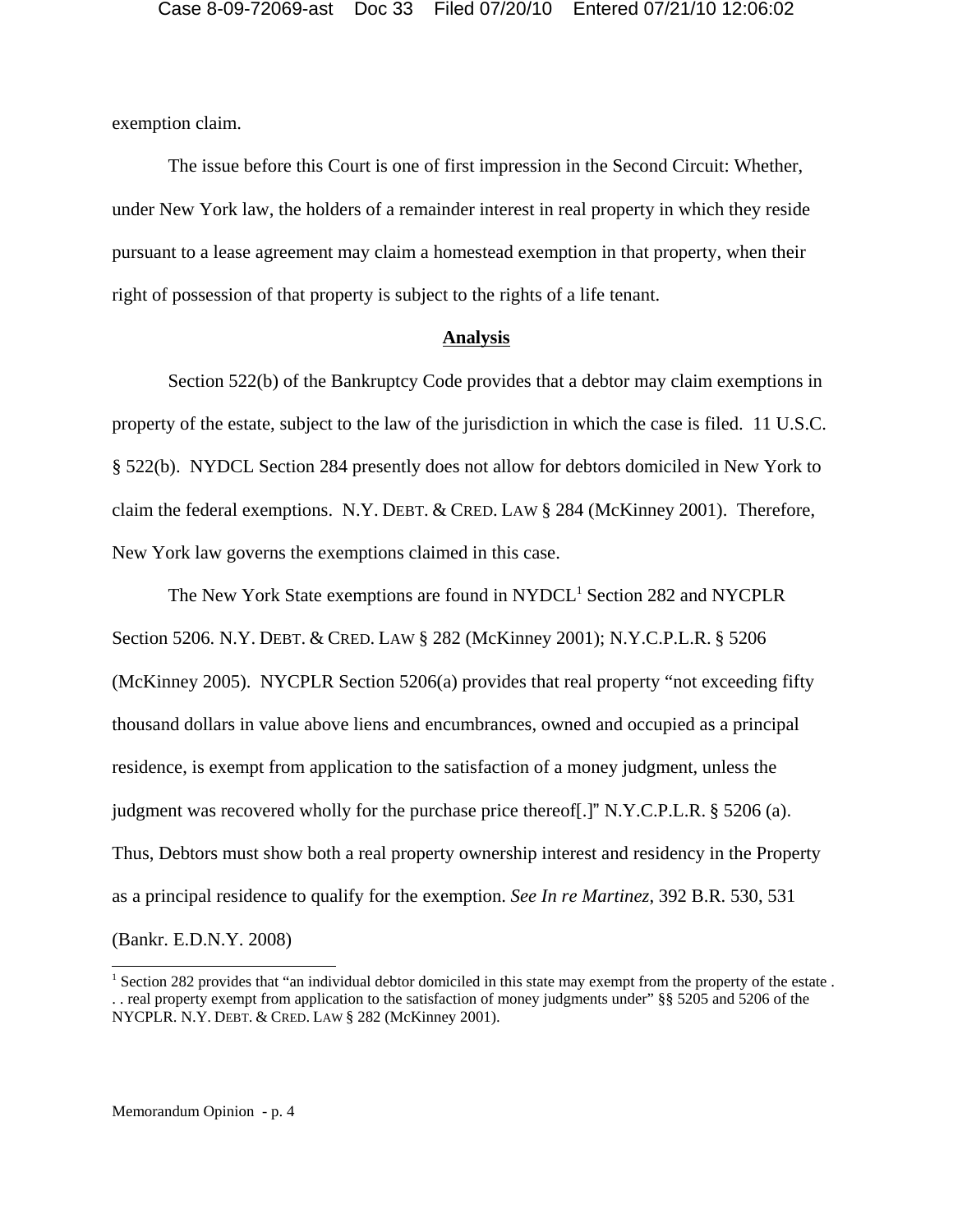exemption claim.

The issue before this Court is one of first impression in the Second Circuit: Whether, under New York law, the holders of a remainder interest in real property in which they reside pursuant to a lease agreement may claim a homestead exemption in that property, when their right of possession of that property is subject to the rights of a life tenant.

**Analysis**

Section 522(b) of the Bankruptcy Code provides that a debtor may claim exemptions in property of the estate, subject to the law of the jurisdiction in which the case is filed. 11 U.S.C. § 522(b). NYDCL Section 284 presently does not allow for debtors domiciled in New York to claim the federal exemptions. N.Y. DEBT. & CRED. LAW § 284 (McKinney 2001). Therefore, New York law governs the exemptions claimed in this case.

The New York State exemptions are found in NYDCL[1] Section 282 and NYCPLR Section 5206. N.Y. DEBT. & CRED. LAW § 282 (McKinney 2001); N.Y.C.P.L.R. § 5206 (McKinney 2005). NYCPLR Section 5206(a) provides that real property "not exceeding fifty thousand dollars in value above liens and encumbrances, owned and occupied as a principal residence, is exempt from application to the satisfaction of a money judgment, unless the judgment was recovered wholly for the purchase price thereof[.]" N.Y.C.P.L.R. § 5206 (a). Thus, Debtors must show both a real property ownership interest and residency in the Property as a principal residence to qualify for the exemption. *See In re Martinez*, 392 B.R. 530, 531 (Bankr. E.D.N.Y. 2008)

[1] Section 282 provides that "an individual debtor domiciled in this state may exempt from the property of the estate . . . real property exempt from application to the satisfaction of money judgments under" §§ 5205 and 5206 of the NYCPLR. N.Y. DEBT. & CRED. LAW § 282 (McKinney 2001).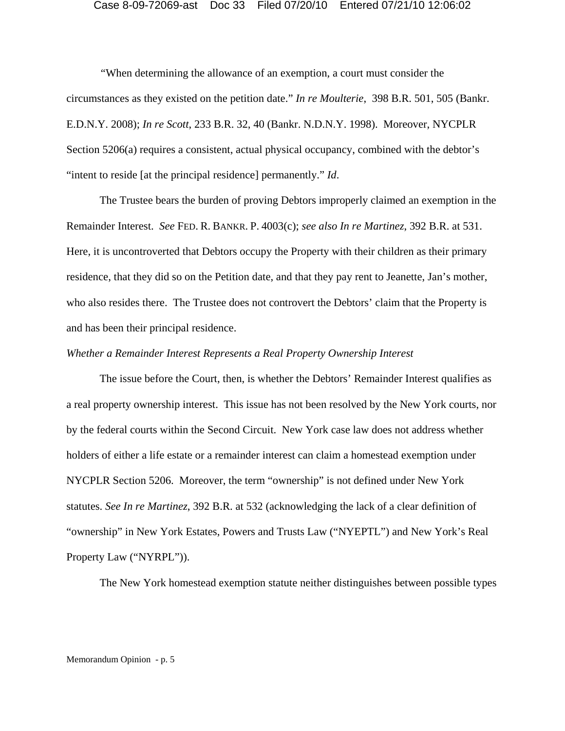"When determining the allowance of an exemption, a court must consider the circumstances as they existed on the petition date." *In re Moulterie*, 398 B.R. 501, 505 (Bankr. E.D.N.Y. 2008); *In re Scott*, 233 B.R. 32, 40 (Bankr. N.D.N.Y. 1998). Moreover, NYCPLR Section 5206(a) requires a consistent, actual physical occupancy, combined with the debtor's "intent to reside [at the principal residence] permanently." *Id*.

The Trustee bears the burden of proving Debtors improperly claimed an exemption in the Remainder Interest. *See* FED. R. BANKR. P. 4003(c); *see also In re Martinez*, 392 B.R. at 531. Here, it is uncontroverted that Debtors occupy the Property with their children as their primary residence, that they did so on the Petition date, and that they pay rent to Jeanette, Jan's mother, who also resides there. The Trustee does not controvert the Debtors' claim that the Property is and has been their principal residence.

*Whether a Remainder Interest Represents a Real Property Ownership Interest*

The issue before the Court, then, is whether the Debtors' Remainder Interest qualifies as a real property ownership interest. This issue has not been resolved by the New York courts, nor by the federal courts within the Second Circuit. New York case law does not address whether holders of either a life estate or a remainder interest can claim a homestead exemption under NYCPLR Section 5206. Moreover, the term "ownership" is not defined under New York statutes. *See In re Martinez*, 392 B.R. at 532 (acknowledging the lack of a clear definition of "ownership" in New York Estates, Powers and Trusts Law ("NYEPTL") and New York's Real Property Law ("NYRPL")).

The New York homestead exemption statute neither distinguishes between possible types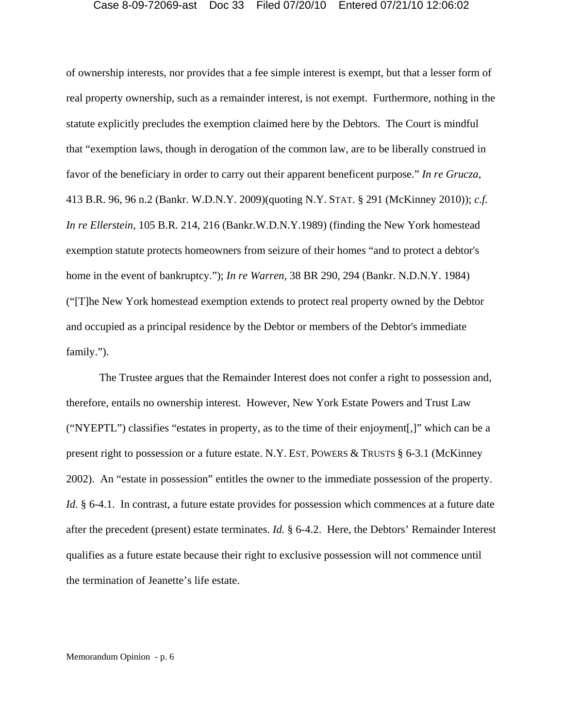of ownership interests, nor provides that a fee simple interest is exempt, but that a lesser form of real property ownership, such as a remainder interest, is not exempt. Furthermore, nothing in the statute explicitly precludes the exemption claimed here by the Debtors. The Court is mindful that "exemption laws, though in derogation of the common law, are to be liberally construed in favor of the beneficiary in order to carry out their apparent beneficent purpose." *In re Grucza*, 413 B.R. 96, 96 n.2 (Bankr. W.D.N.Y. 2009)(quoting N.Y. STAT. § 291 (McKinney 2010)); *c.f. In re Ellerstein*, 105 B.R. 214, 216 (Bankr.W.D.N.Y.1989) (finding the New York homestead exemption statute protects homeowners from seizure of their homes "and to protect a debtor's home in the event of bankruptcy."); *In re Warren*, 38 BR 290, 294 (Bankr. N.D.N.Y. 1984) ("[T]he New York homestead exemption extends to protect real property owned by the Debtor and occupied as a principal residence by the Debtor or members of the Debtor's immediate family.").

The Trustee argues that the Remainder Interest does not confer a right to possession and, therefore, entails no ownership interest. However, New York Estate Powers and Trust Law ("NYEPTL") classifies "estates in property, as to the time of their enjoyment[,]" which can be a present right to possession or a future estate. N.Y. EST. POWERS & TRUSTS § 6-3.1 (McKinney 2002). An "estate in possession" entitles the owner to the immediate possession of the property. *Id.* § 6-4.1. In contrast, a future estate provides for possession which commences at a future date after the precedent (present) estate terminates. *Id.* § 6-4.2. Here, the Debtors' Remainder Interest qualifies as a future estate because their right to exclusive possession will not commence until the termination of Jeanette's life estate.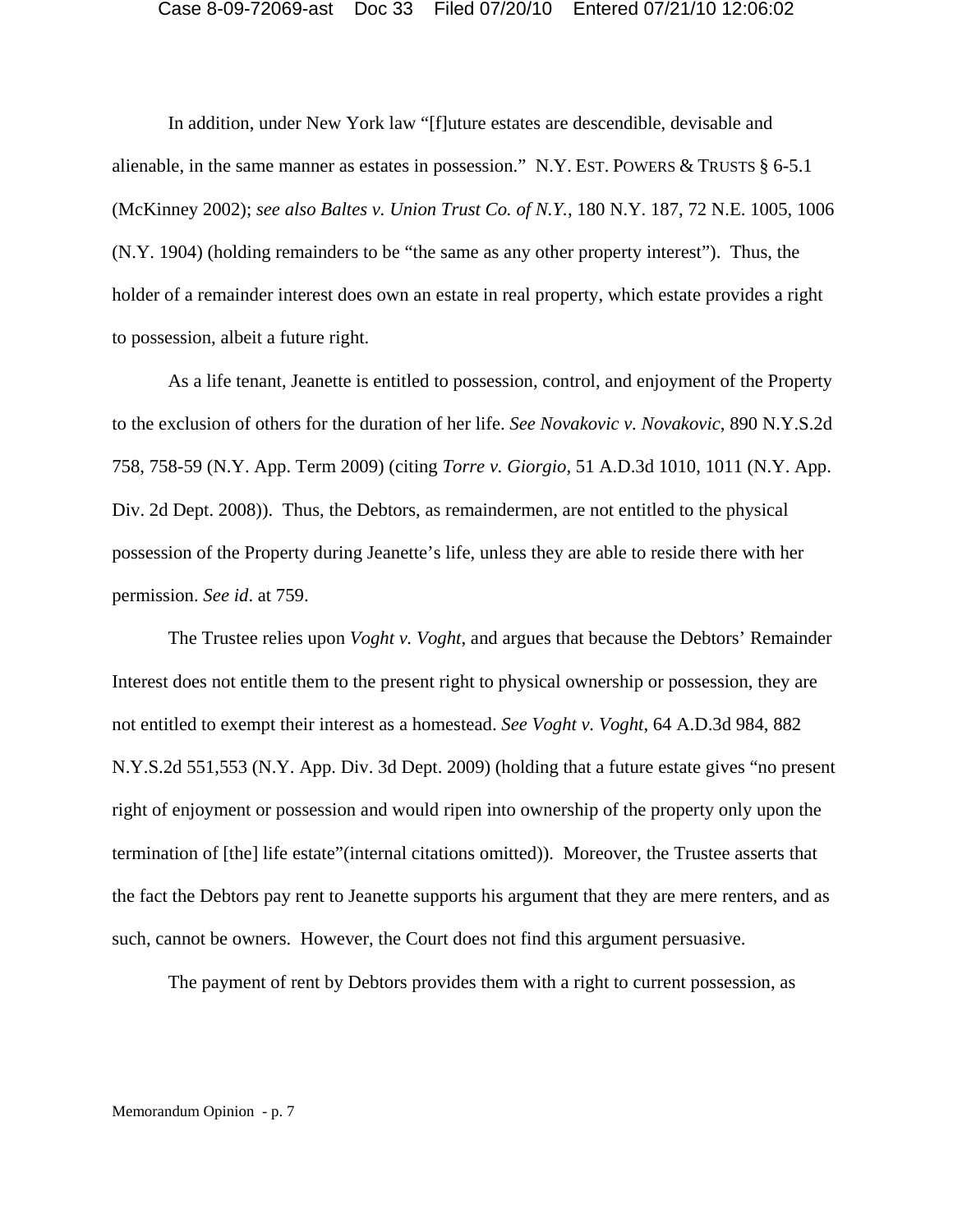In addition, under New York law "[f]uture estates are descendible, devisable and alienable, in the same manner as estates in possession." N.Y. EST. POWERS & TRUSTS § 6-5.1 (McKinney 2002); *see also Baltes v. Union Trust Co. of N.Y.*, 180 N.Y. 187, 72 N.E. 1005, 1006 (N.Y. 1904) (holding remainders to be "the same as any other property interest"). Thus, the holder of a remainder interest does own an estate in real property, which estate provides a right to possession, albeit a future right.

As a life tenant, Jeanette is entitled to possession, control, and enjoyment of the Property to the exclusion of others for the duration of her life. *See Novakovic v. Novakovic*, 890 N.Y.S.2d 758, 758-59 (N.Y. App. Term 2009) (citing *Torre v. Giorgio*, 51 A.D.3d 1010, 1011 (N.Y. App. Div. 2d Dept. 2008)). Thus, the Debtors, as remaindermen, are not entitled to the physical possession of the Property during Jeanette's life, unless they are able to reside there with her permission. *See id*. at 759.

The Trustee relies upon *Voght v. Voght*, and argues that because the Debtors' Remainder Interest does not entitle them to the present right to physical ownership or possession, they are not entitled to exempt their interest as a homestead. *See Voght v. Voght*, 64 A.D.3d 984, 882 N.Y.S.2d 551,553 (N.Y. App. Div. 3d Dept. 2009) (holding that a future estate gives "no present right of enjoyment or possession and would ripen into ownership of the property only upon the termination of [the] life estate"(internal citations omitted)). Moreover, the Trustee asserts that the fact the Debtors pay rent to Jeanette supports his argument that they are mere renters, and as such, cannot be owners. However, the Court does not find this argument persuasive.

The payment of rent by Debtors provides them with a right to current possession, as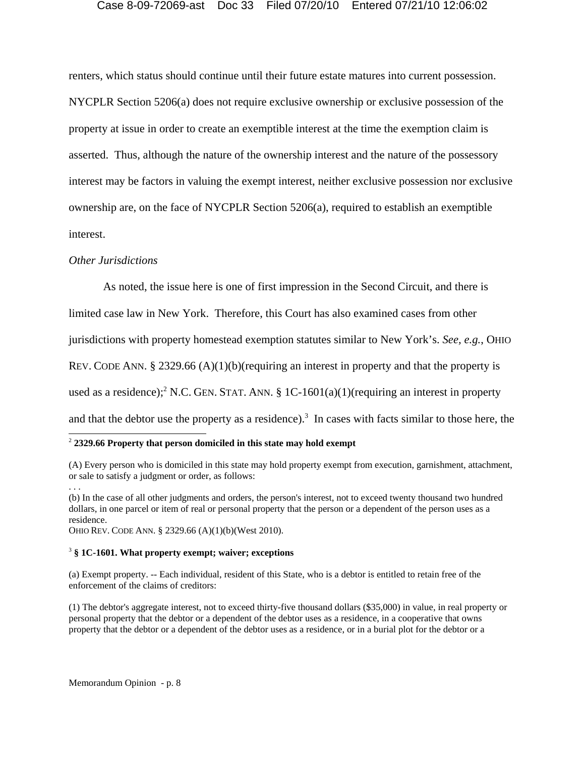renters, which status should continue until their future estate matures into current possession. NYCPLR Section 5206(a) does not require exclusive ownership or exclusive possession of the property at issue in order to create an exemptible interest at the time the exemption claim is asserted. Thus, although the nature of the ownership interest and the nature of the possessory interest may be factors in valuing the exempt interest, neither exclusive possession nor exclusive ownership are, on the face of NYCPLR Section 5206(a), required to establish an exemptible interest.

*Other Jurisdictions*

As noted, the issue here is one of first impression in the Second Circuit, and there is limited case law in New York. Therefore, this Court has also examined cases from other jurisdictions with property homestead exemption statutes similar to New York's. *See, e.g.*, OHIO REV. CODE ANN. § 2329.66 (A)(1)(b)(requiring an interest in property and that the property is used as a residence);[2] N.C. GEN. STAT. ANN. § 1C-1601(a)(1)(requiring an interest in property and that the debtor use the property as a residence).[3] In cases with facts similar to those here, the

---

[2] **2329.66 Property that person domiciled in this state may hold exempt**

(A) Every person who is domiciled in this state may hold property exempt from execution, garnishment, attachment, or sale to satisfy a judgment or order, as follows:

. . .

(b) In the case of all other judgments and orders, the person's interest, not to exceed twenty thousand two hundred dollars, in one parcel or item of real or personal property that the person or a dependent of the person uses as a residence.

OHIO REV. CODE ANN. § 2329.66 (A)(1)(b)(West 2010).

[3] **§ 1C-1601. What property exempt; waiver; exceptions**

(a) Exempt property. -- Each individual, resident of this State, who is a debtor is entitled to retain free of the enforcement of the claims of creditors:

(1) The debtor's aggregate interest, not to exceed thirty-five thousand dollars ($35,000) in value, in real property or personal property that the debtor or a dependent of the debtor uses as a residence, in a cooperative that owns property that the debtor or a dependent of the debtor uses as a residence, or in a burial plot for the debtor or a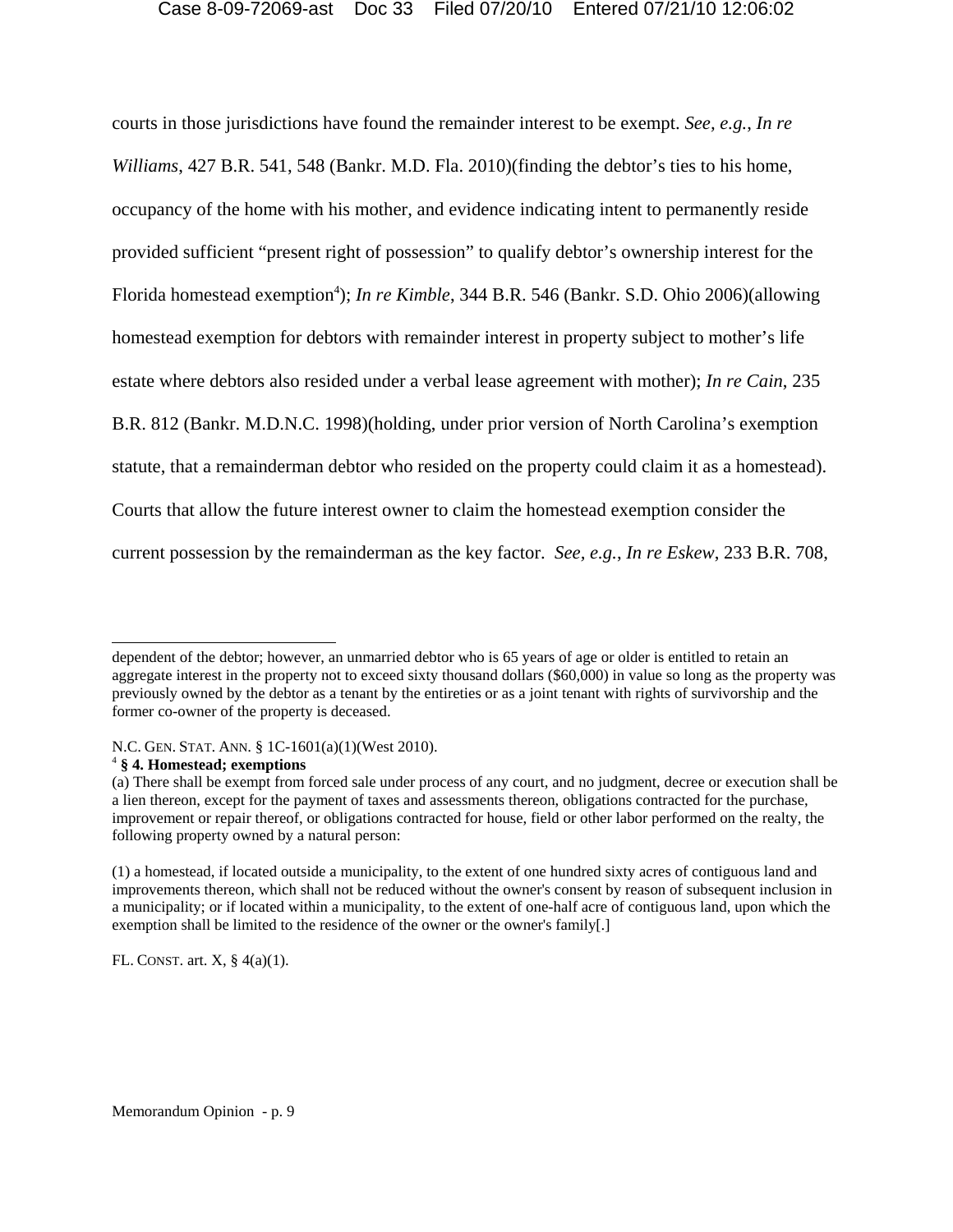courts in those jurisdictions have found the remainder interest to be exempt. *See, e.g.*, *In re Williams*, 427 B.R. 541, 548 (Bankr. M.D. Fla. 2010)(finding the debtor's ties to his home, occupancy of the home with his mother, and evidence indicating intent to permanently reside provided sufficient "present right of possession" to qualify debtor's ownership interest for the Florida homestead exemption[4]); *In re Kimble*, 344 B.R. 546 (Bankr. S.D. Ohio 2006)(allowing homestead exemption for debtors with remainder interest in property subject to mother's life estate where debtors also resided under a verbal lease agreement with mother); *In re Cain*, 235 B.R. 812 (Bankr. M.D.N.C. 1998)(holding, under prior version of North Carolina's exemption statute, that a remainderman debtor who resided on the property could claim it as a homestead). Courts that allow the future interest owner to claim the homestead exemption consider the current possession by the remainderman as the key factor. *See, e.g.*, *In re Eskew*, 233 B.R. 708,

---

dependent of the debtor; however, an unmarried debtor who is 65 years of age or older is entitled to retain an aggregate interest in the property not to exceed sixty thousand dollars ($60,000) in value so long as the property was previously owned by the debtor as a tenant by the entireties or as a joint tenant with rights of survivorship and the former co-owner of the property is deceased.

N.C. GEN. STAT. ANN. § 1C-1601(a)(1)(West 2010).

[4] **§ 4. Homestead; exemptions**

(a) There shall be exempt from forced sale under process of any court, and no judgment, decree or execution shall be a lien thereon, except for the payment of taxes and assessments thereon, obligations contracted for the purchase, improvement or repair thereof, or obligations contracted for house, field or other labor performed on the realty, the following property owned by a natural person:

(1) a homestead, if located outside a municipality, to the extent of one hundred sixty acres of contiguous land and improvements thereon, which shall not be reduced without the owner's consent by reason of subsequent inclusion in a municipality; or if located within a municipality, to the extent of one-half acre of contiguous land, upon which the exemption shall be limited to the residence of the owner or the owner's family[.]

FL. CONST. art. X, § 4(a)(1).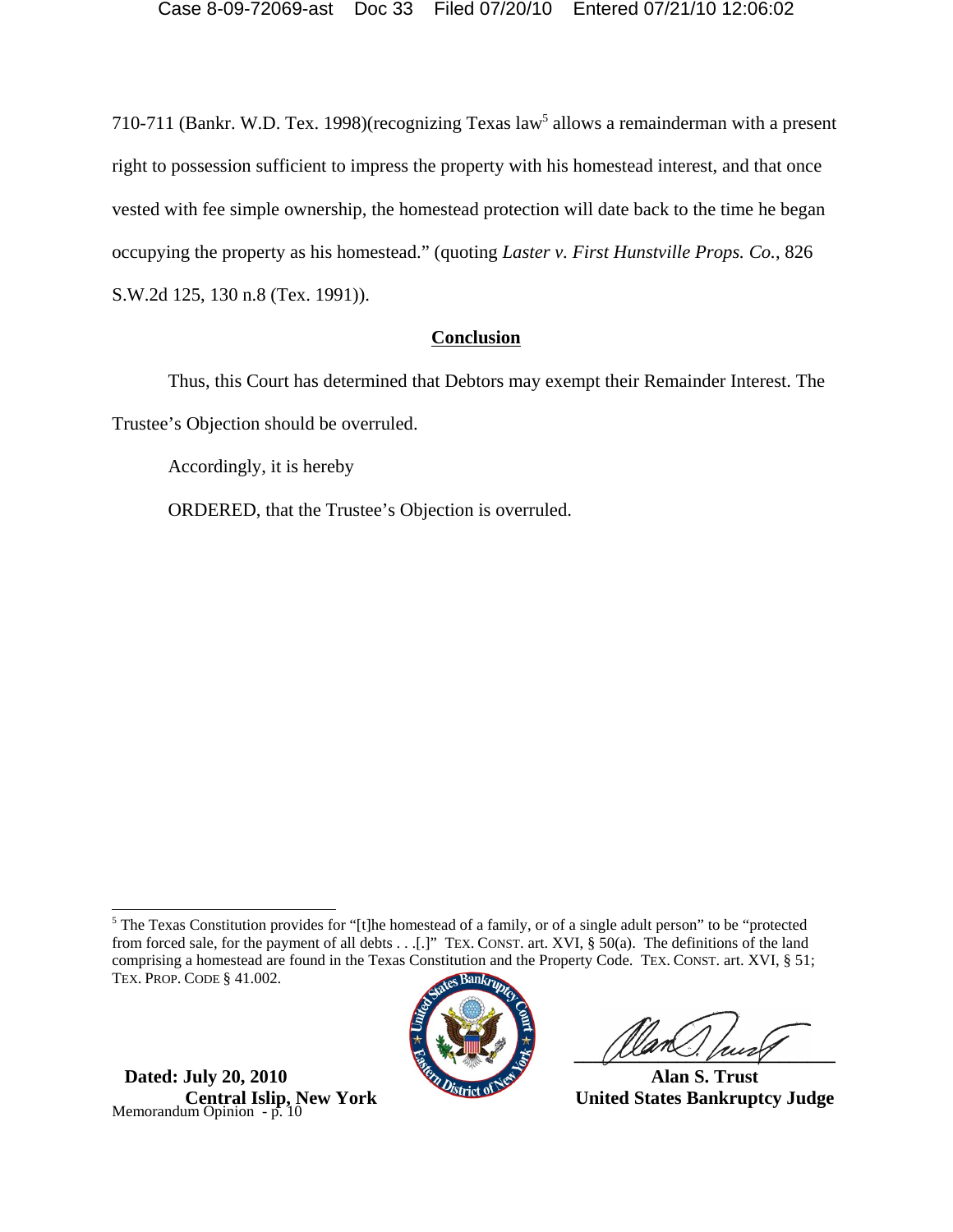710-711 (Bankr. W.D. Tex. 1998)(recognizing Texas law[5] allows a remainderman with a present right to possession sufficient to impress the property with his homestead interest, and that once vested with fee simple ownership, the homestead protection will date back to the time he began occupying the property as his homestead." (quoting *Laster v. First Hunstville Props. Co.*, 826 S.W.2d 125, 130 n.8 (Tex. 1991)).

## Conclusion

Thus, this Court has determined that Debtors may exempt their Remainder Interest. The Trustee's Objection should be overruled.

Accordingly, it is hereby

ORDERED, that the Trustee's Objection is overruled.

[5] The Texas Constitution provides for "[t]he homestead of a family, or of a single adult person" to be "protected from forced sale, for the payment of all debts . . .[.]" TEX. CONST. art. XVI, § 50(a). The definitions of the land comprising a homestead are found in the Texas Constitution and the Property Code. TEX. CONST. art. XVI, § 51; TEX. PROP. CODE § 41.002.

**Dated: July 20, 2010**
**Central Islip, New York**

**Alan S. Trust**
**United States Bankruptcy Judge**